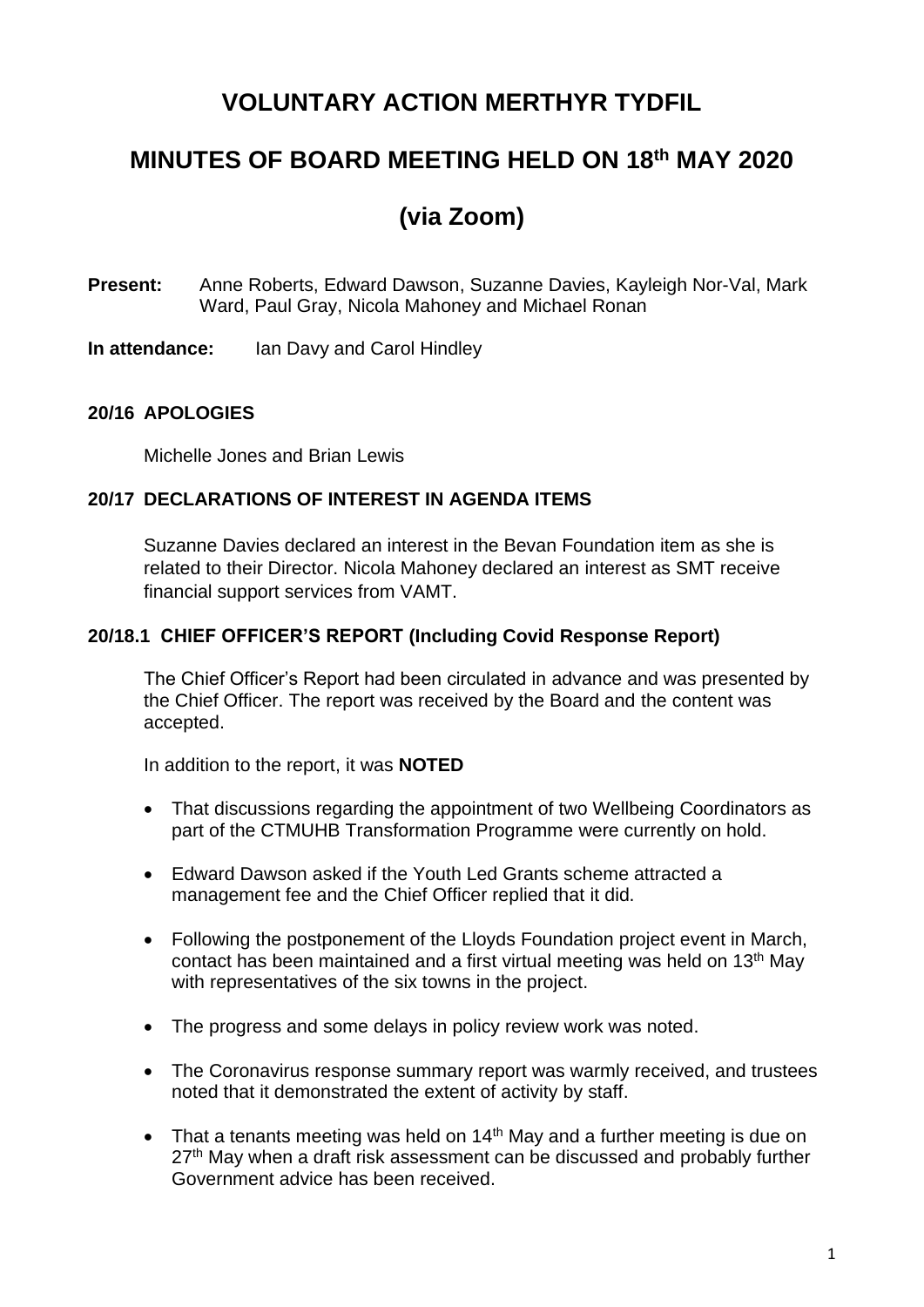# VOLUNTARY ACTION MERTHYR TYDFIL

## MINUTES OF BOARD MEETING HELD ON 18th MAY 2020

## (via Zoom)

**Present:** Anne Roberts, Edward Dawson, Suzanne Davies, Kayleigh Nor-Val, Mark Ward, Paul Gray, Nicola Mahoney and Michael Ronan

**In attendance:** Ian Davy and Carol Hindley

### 20/16 APOLOGIES

Michelle Jones and Brian Lewis

### 20/17 DECLARATIONS OF INTEREST IN AGENDA ITEMS

Suzanne Davies declared an interest in the Bevan Foundation item as she is related to their Director. Nicola Mahoney declared an interest as SMT receive financial support services from VAMT.

### 20/18.1 CHIEF OFFICER'S REPORT (Including Covid Response Report)

The Chief Officer's Report had been circulated in advance and was presented by the Chief Officer. The report was received by the Board and the content was accepted.

In addition to the report, it was **NOTED**

- That discussions regarding the appointment of two Wellbeing Coordinators as part of the CTMUHB Transformation Programme were currently on hold.
- Edward Dawson asked if the Youth Led Grants scheme attracted a management fee and the Chief Officer replied that it did.
- Following the postponement of the Lloyds Foundation project event in March, contact has been maintained and a first virtual meeting was held on 13th May with representatives of the six towns in the project.
- The progress and some delays in policy review work was noted.
- The Coronavirus response summary report was warmly received, and trustees noted that it demonstrated the extent of activity by staff.
- That a tenants meeting was held on 14th May and a further meeting is due on 27th May when a draft risk assessment can be discussed and probably further Government advice has been received.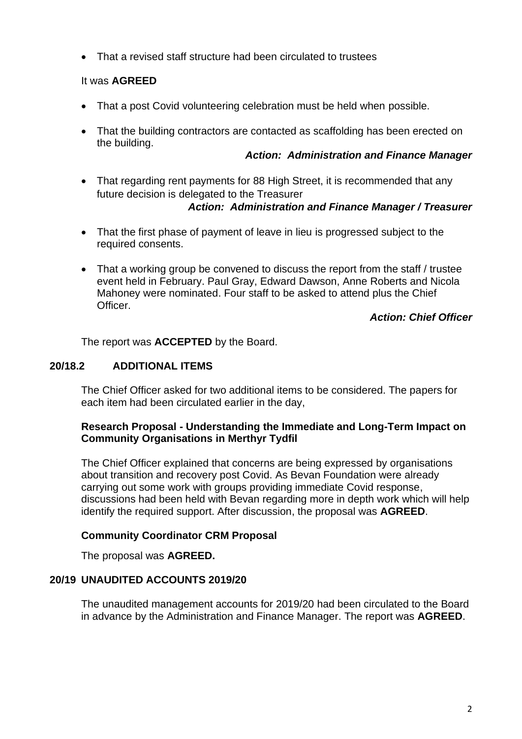- That a revised staff structure had been circulated to trustees

It was **AGREED**

- That a post Covid volunteering celebration must be held when possible.
- That the building contractors are contacted as scaffolding has been erected on the building.

***Action: Administration and Finance Manager***

- That regarding rent payments for 88 High Street, it is recommended that any future decision is delegated to the Treasurer

***Action: Administration and Finance Manager / Treasurer***

- That the first phase of payment of leave in lieu is progressed subject to the required consents.
- That a working group be convened to discuss the report from the staff / trustee event held in February. Paul Gray, Edward Dawson, Anne Roberts and Nicola Mahoney were nominated. Four staff to be asked to attend plus the Chief Officer.

***Action: Chief Officer***

The report was **ACCEPTED** by the Board.

## 20/18.2 ADDITIONAL ITEMS

The Chief Officer asked for two additional items to be considered. The papers for each item had been circulated earlier in the day,

**Research Proposal - Understanding the Immediate and Long-Term Impact on Community Organisations in Merthyr Tydfil**

The Chief Officer explained that concerns are being expressed by organisations about transition and recovery post Covid. As Bevan Foundation were already carrying out some work with groups providing immediate Covid response, discussions had been held with Bevan regarding more in depth work which will help identify the required support. After discussion, the proposal was **AGREED**.

**Community Coordinator CRM Proposal**

The proposal was **AGREED.**

## 20/19 UNAUDITED ACCOUNTS 2019/20

The unaudited management accounts for 2019/20 had been circulated to the Board in advance by the Administration and Finance Manager. The report was **AGREED**.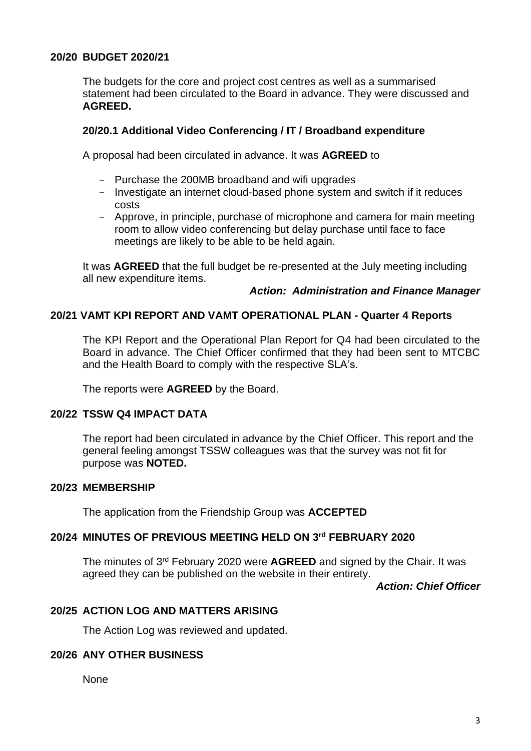**20/20 BUDGET 2020/21**

The budgets for the core and project cost centres as well as a summarised statement had been circulated to the Board in advance. They were discussed and **AGREED.**

**20/20.1 Additional Video Conferencing / IT / Broadband expenditure**

A proposal had been circulated in advance. It was **AGREED** to

- Purchase the 200MB broadband and wifi upgrades
- Investigate an internet cloud-based phone system and switch if it reduces costs
- Approve, in principle, purchase of microphone and camera for main meeting room to allow video conferencing but delay purchase until face to face meetings are likely to be able to be held again.

It was **AGREED** that the full budget be re-presented at the July meeting including all new expenditure items.

***Action: Administration and Finance Manager***

**20/21 VAMT KPI REPORT AND VAMT OPERATIONAL PLAN - Quarter 4 Reports**

The KPI Report and the Operational Plan Report for Q4 had been circulated to the Board in advance. The Chief Officer confirmed that they had been sent to MTCBC and the Health Board to comply with the respective SLA's.

The reports were **AGREED** by the Board.

**20/22 TSSW Q4 IMPACT DATA**

The report had been circulated in advance by the Chief Officer. This report and the general feeling amongst TSSW colleagues was that the survey was not fit for purpose was **NOTED.**

**20/23 MEMBERSHIP**

The application from the Friendship Group was **ACCEPTED**

**20/24 MINUTES OF PREVIOUS MEETING HELD ON 3rd FEBRUARY 2020**

The minutes of 3rd February 2020 were **AGREED** and signed by the Chair. It was agreed they can be published on the website in their entirety.

***Action: Chief Officer***

**20/25 ACTION LOG AND MATTERS ARISING**

The Action Log was reviewed and updated.

**20/26 ANY OTHER BUSINESS**

None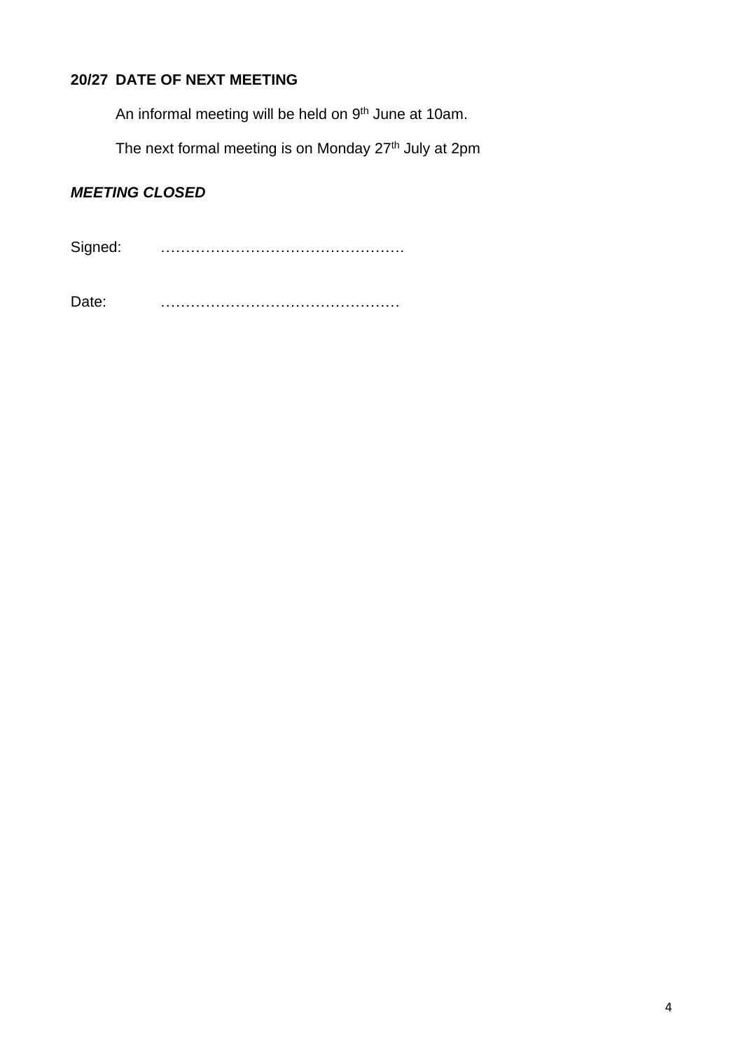**20/27 DATE OF NEXT MEETING**

An informal meeting will be held on 9th June at 10am.

The next formal meeting is on Monday 27th July at 2pm

***MEETING CLOSED***

Signed: ………………………………………….

Date: …………………………………………